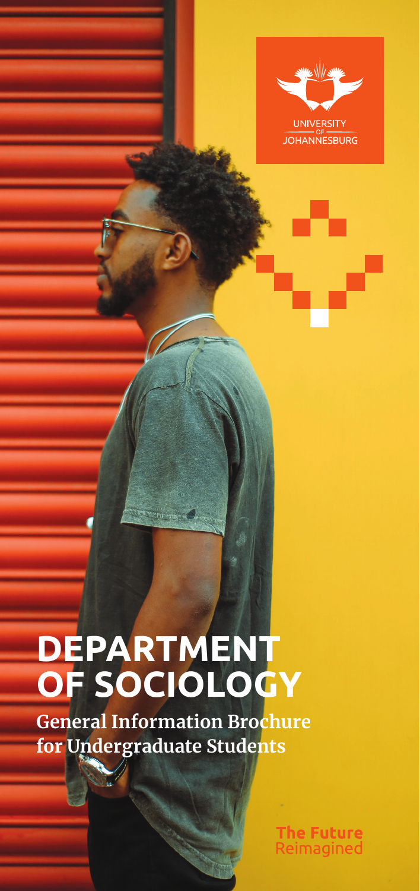UNIVERSITY OF JOHANNESBURG

# DEPARTMENT OF SOCIOLOGY

**General Information Brochure for Undergraduate Students**

The Future Reimagined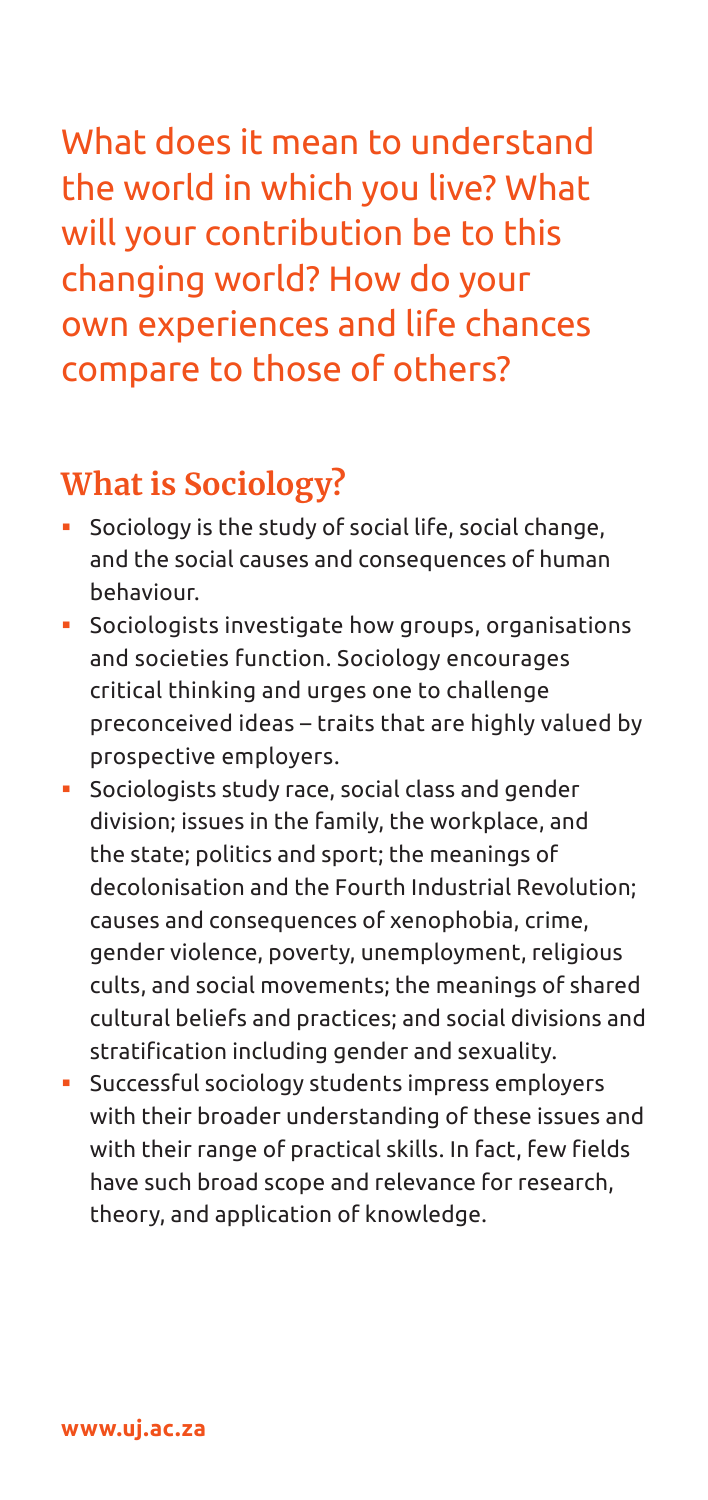What does it mean to understand the world in which you live? What will your contribution be to this changing world? How do your own experiences and life chances compare to those of others?

## What is Sociology?

- Sociology is the study of social life, social change, and the social causes and consequences of human behaviour.
- Sociologists investigate how groups, organisations and societies function. Sociology encourages critical thinking and urges one to challenge preconceived ideas – traits that are highly valued by prospective employers.
- Sociologists study race, social class and gender division; issues in the family, the workplace, and the state; politics and sport; the meanings of decolonisation and the Fourth Industrial Revolution; causes and consequences of xenophobia, crime, gender violence, poverty, unemployment, religious cults, and social movements; the meanings of shared cultural beliefs and practices; and social divisions and stratification including gender and sexuality.
- Successful sociology students impress employers with their broader understanding of these issues and with their range of practical skills. In fact, few fields have such broad scope and relevance for research, theory, and application of knowledge.

**www.uj.ac.za**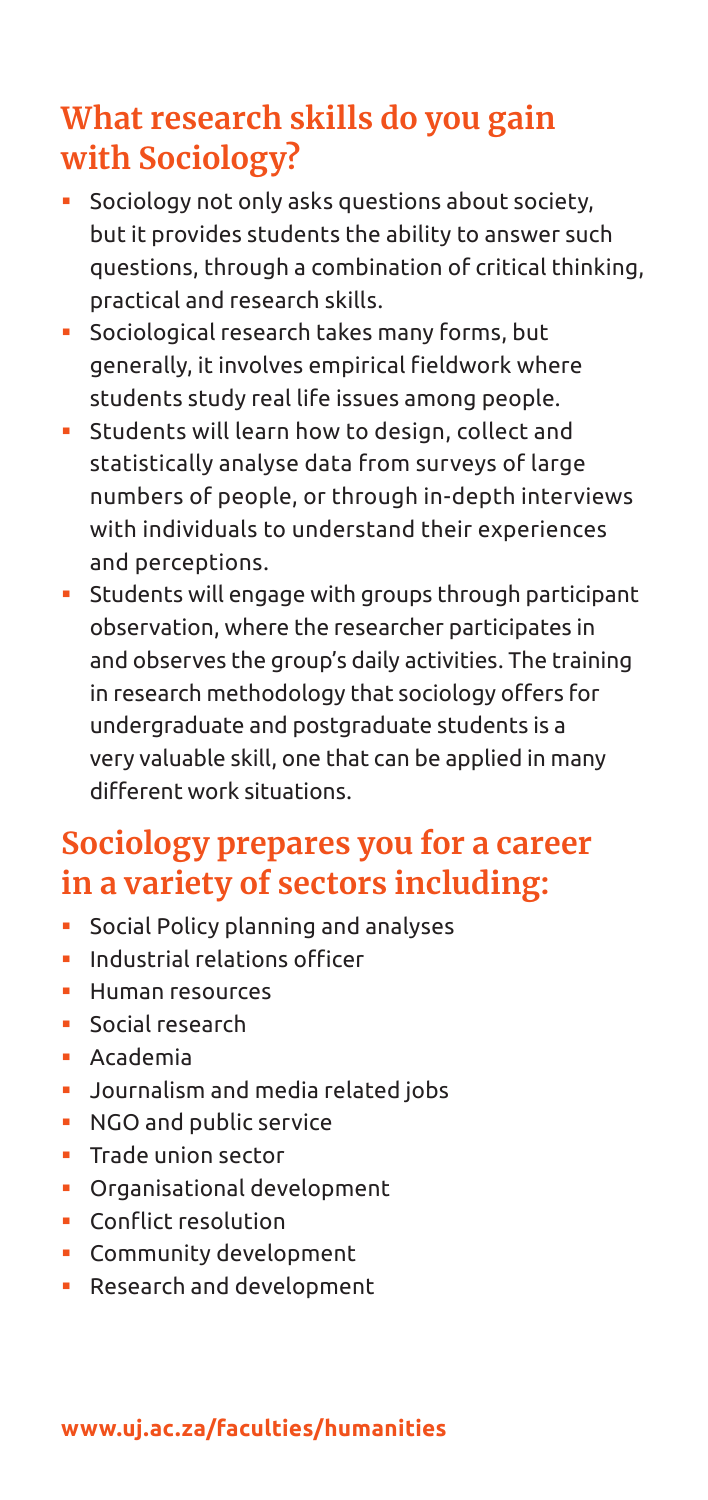## What research skills do you gain with Sociology?

- Sociology not only asks questions about society, but it provides students the ability to answer such questions, through a combination of critical thinking, practical and research skills.
- Sociological research takes many forms, but generally, it involves empirical fieldwork where students study real life issues among people.
- Students will learn how to design, collect and statistically analyse data from surveys of large numbers of people, or through in-depth interviews with individuals to understand their experiences and perceptions.
- Students will engage with groups through participant observation, where the researcher participates in and observes the group's daily activities. The training in research methodology that sociology offers for undergraduate and postgraduate students is a very valuable skill, one that can be applied in many different work situations.

## Sociology prepares you for a career in a variety of sectors including:

- Social Policy planning and analyses
- Industrial relations officer
- Human resources
- Social research
- Academia
- Journalism and media related jobs
- NGO and public service
- Trade union sector
- Organisational development
- Conflict resolution
- Community development
- Research and development

**www.uj.ac.za/faculties/humanities**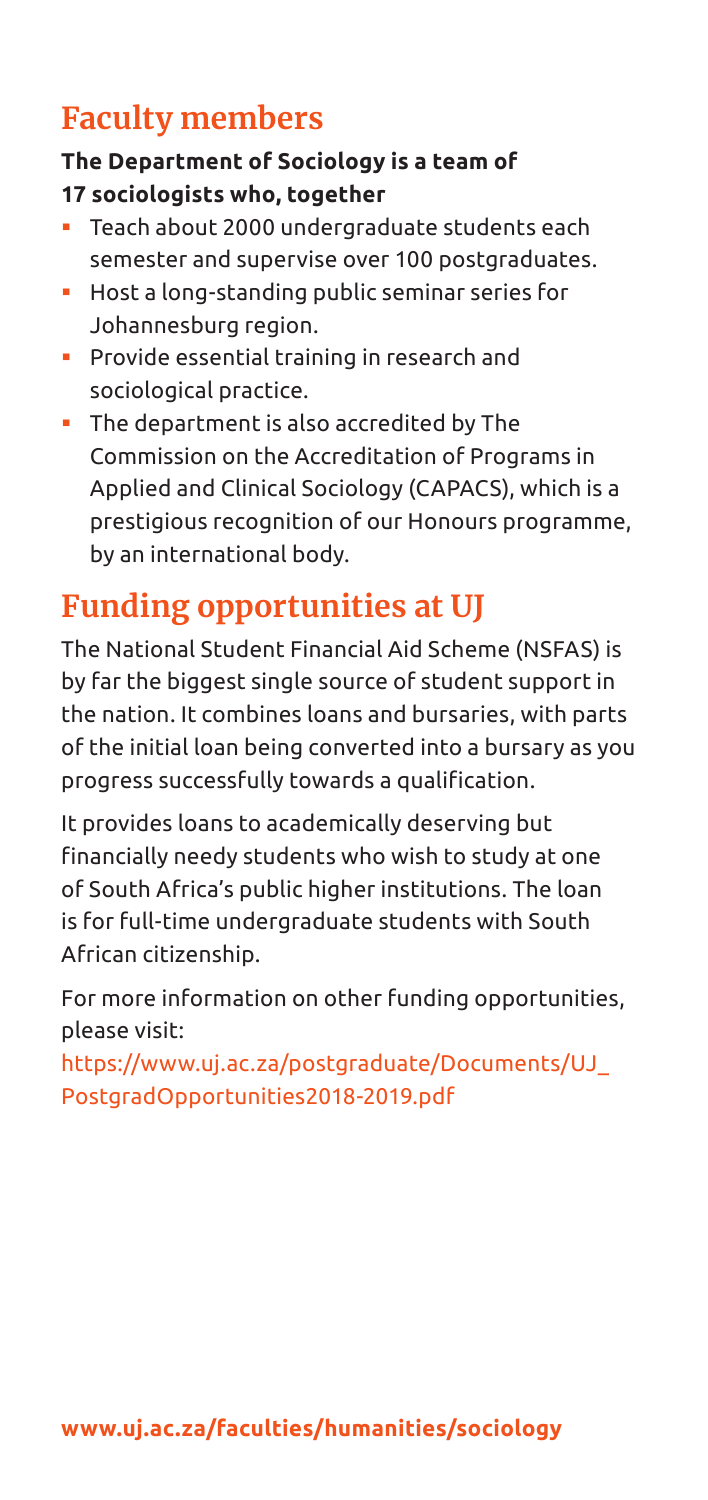## Faculty members

**The Department of Sociology is a team of 17 sociologists who, together**

- Teach about 2000 undergraduate students each semester and supervise over 100 postgraduates.
- Host a long-standing public seminar series for Johannesburg region.
- Provide essential training in research and sociological practice.
- The department is also accredited by The Commission on the Accreditation of Programs in Applied and Clinical Sociology (CAPACS), which is a prestigious recognition of our Honours programme, by an international body.

## Funding opportunities at UJ

The National Student Financial Aid Scheme (NSFAS) is by far the biggest single source of student support in the nation. It combines loans and bursaries, with parts of the initial loan being converted into a bursary as you progress successfully towards a qualification.

It provides loans to academically deserving but financially needy students who wish to study at one of South Africa's public higher institutions. The loan is for full-time undergraduate students with South African citizenship.

For more information on other funding opportunities, please visit:
https://www.uj.ac.za/postgraduate/Documents/UJ_PostgradOpportunities2018-2019.pdf

**www.uj.ac.za/faculties/humanities/sociology**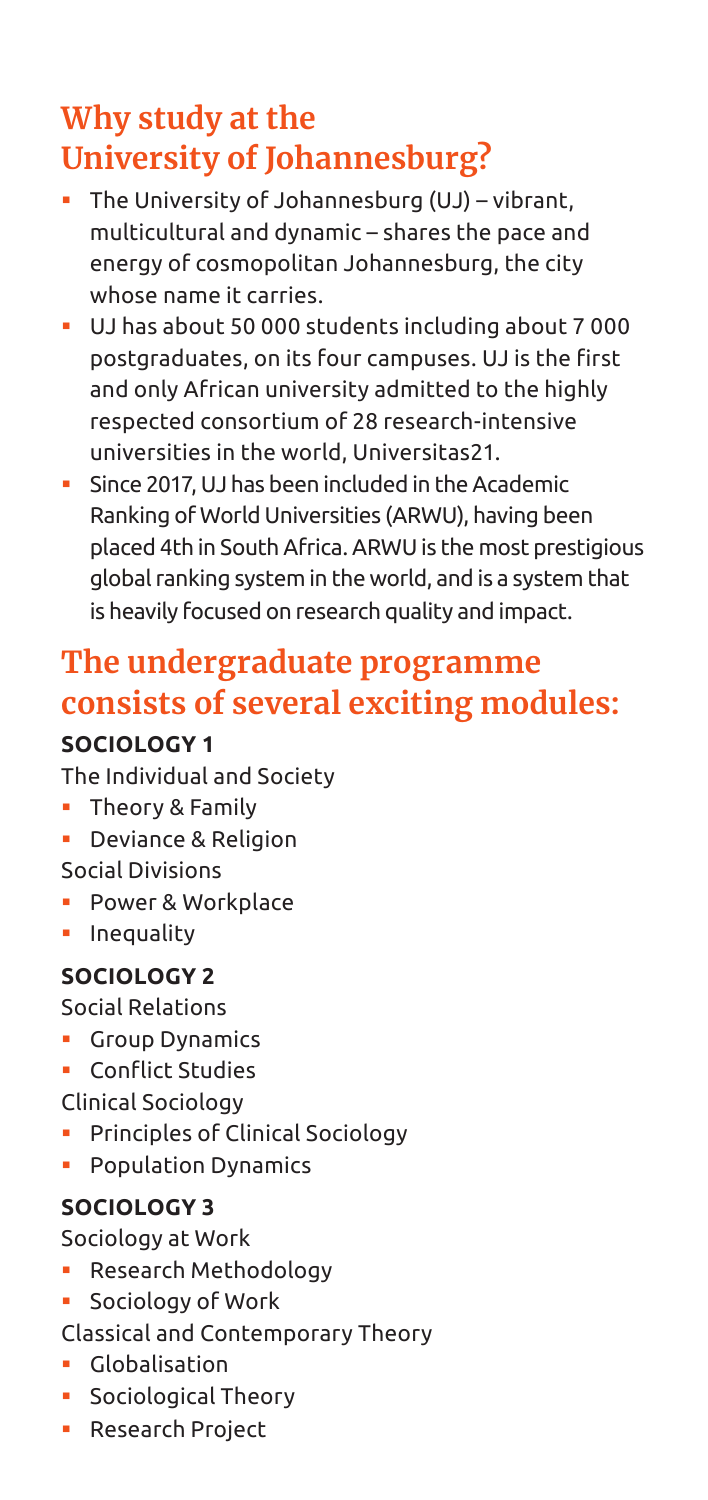## Why study at the University of Johannesburg?

- The University of Johannesburg (UJ) – vibrant, multicultural and dynamic – shares the pace and energy of cosmopolitan Johannesburg, the city whose name it carries.
- UJ has about 50 000 students including about 7 000 postgraduates, on its four campuses. UJ is the first and only African university admitted to the highly respected consortium of 28 research-intensive universities in the world, Universitas21.
- Since 2017, UJ has been included in the Academic Ranking of World Universities (ARWU), having been placed 4th in South Africa. ARWU is the most prestigious global ranking system in the world, and is a system that is heavily focused on research quality and impact.

## The undergraduate programme consists of several exciting modules:

### SOCIOLOGY 1

The Individual and Society

- Theory & Family
- Deviance & Religion

Social Divisions

- Power & Workplace
- Inequality

### SOCIOLOGY 2

Social Relations

- Group Dynamics
- Conflict Studies

Clinical Sociology

- Principles of Clinical Sociology
- Population Dynamics

### SOCIOLOGY 3

Sociology at Work

- Research Methodology
- Sociology of Work

Classical and Contemporary Theory

- Globalisation
- Sociological Theory
- Research Project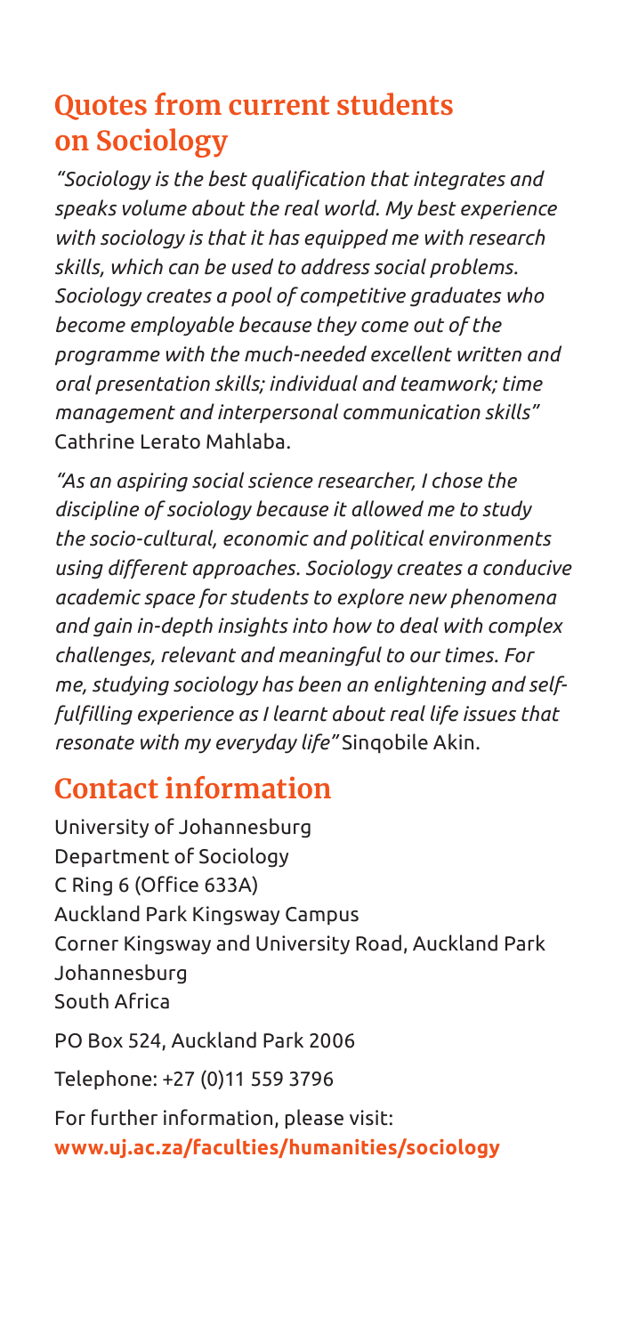## Quotes from current students on Sociology

*"Sociology is the best qualification that integrates and speaks volume about the real world. My best experience with sociology is that it has equipped me with research skills, which can be used to address social problems. Sociology creates a pool of competitive graduates who become employable because they come out of the programme with the much-needed excellent written and oral presentation skills; individual and teamwork; time management and interpersonal communication skills"* Cathrine Lerato Mahlaba.

*"As an aspiring social science researcher, I chose the discipline of sociology because it allowed me to study the socio-cultural, economic and political environments using different approaches. Sociology creates a conducive academic space for students to explore new phenomena and gain in-depth insights into how to deal with complex challenges, relevant and meaningful to our times. For me, studying sociology has been an enlightening and self-fulfilling experience as I learnt about real life issues that resonate with my everyday life"* Sinqobile Akin.

## Contact information

University of Johannesburg
Department of Sociology
C Ring 6 (Office 633A)
Auckland Park Kingsway Campus
Corner Kingsway and University Road, Auckland Park
Johannesburg
South Africa

PO Box 524, Auckland Park 2006

Telephone: +27 (0)11 559 3796

For further information, please visit:
**www.uj.ac.za/faculties/humanities/sociology**